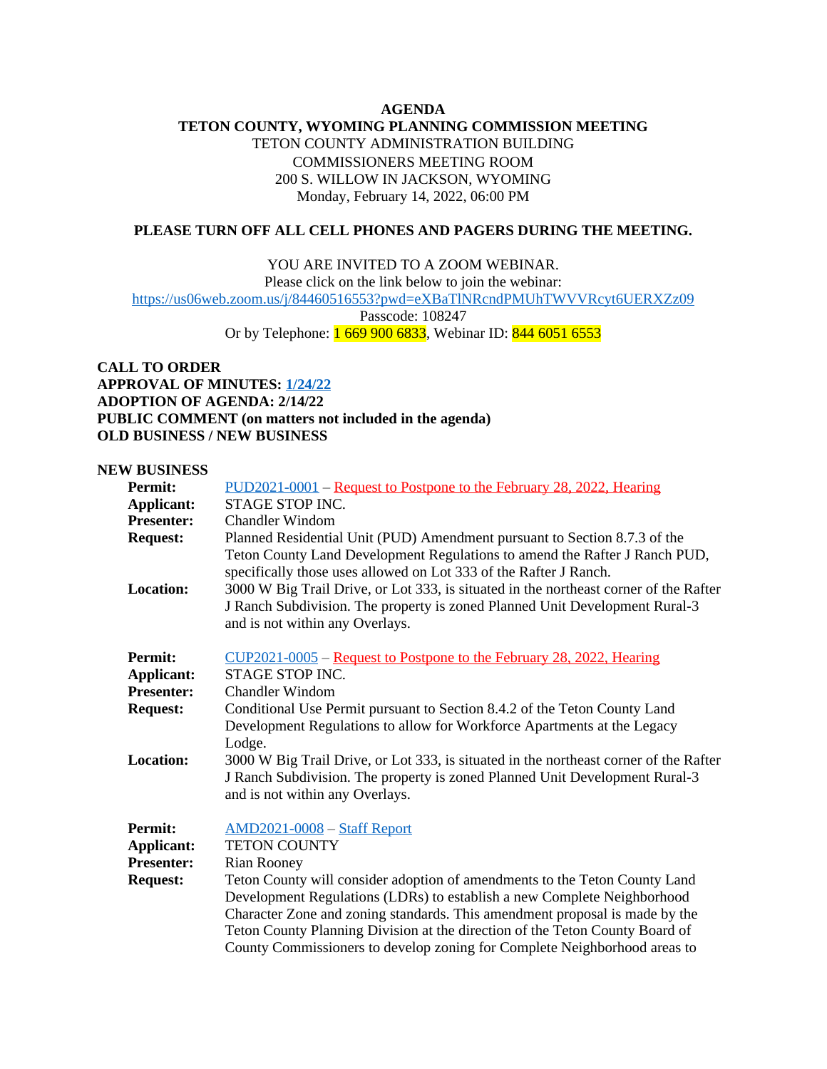**AGENDA**
**TETON COUNTY, WYOMING PLANNING COMMISSION MEETING**
TETON COUNTY ADMINISTRATION BUILDING
COMMISSIONERS MEETING ROOM
200 S. WILLOW IN JACKSON, WYOMING
Monday, February 14, 2022, 06:00 PM

**PLEASE TURN OFF ALL CELL PHONES AND PAGERS DURING THE MEETING.**

YOU ARE INVITED TO A ZOOM WEBINAR.
Please click on the link below to join the webinar:
https://us06web.zoom.us/j/84460516553?pwd=eXBaTlNRcndPMUhTWVVRcyt6UERXZz09
Passcode: 108247
Or by Telephone: 1 669 900 6833, Webinar ID: 844 6051 6553

**CALL TO ORDER**
**APPROVAL OF MINUTES: 1/24/22**
**ADOPTION OF AGENDA: 2/14/22**
**PUBLIC COMMENT (on matters not included in the agenda)**
**OLD BUSINESS / NEW BUSINESS**

**NEW BUSINESS**

**Permit:** PUD2021-0001 – Request to Postpone to the February 28, 2022, Hearing
**Applicant:** STAGE STOP INC.
**Presenter:** Chandler Windom
**Request:** Planned Residential Unit (PUD) Amendment pursuant to Section 8.7.3 of the Teton County Land Development Regulations to amend the Rafter J Ranch PUD, specifically those uses allowed on Lot 333 of the Rafter J Ranch.
**Location:** 3000 W Big Trail Drive, or Lot 333, is situated in the northeast corner of the Rafter J Ranch Subdivision. The property is zoned Planned Unit Development Rural-3 and is not within any Overlays.

**Permit:** CUP2021-0005 – Request to Postpone to the February 28, 2022, Hearing
**Applicant:** STAGE STOP INC.
**Presenter:** Chandler Windom
**Request:** Conditional Use Permit pursuant to Section 8.4.2 of the Teton County Land Development Regulations to allow for Workforce Apartments at the Legacy Lodge.
**Location:** 3000 W Big Trail Drive, or Lot 333, is situated in the northeast corner of the Rafter J Ranch Subdivision. The property is zoned Planned Unit Development Rural-3 and is not within any Overlays.

**Permit:** AMD2021-0008 – Staff Report
**Applicant:** TETON COUNTY
**Presenter:** Rian Rooney
**Request:** Teton County will consider adoption of amendments to the Teton County Land Development Regulations (LDRs) to establish a new Complete Neighborhood Character Zone and zoning standards. This amendment proposal is made by the Teton County Planning Division at the direction of the Teton County Board of County Commissioners to develop zoning for Complete Neighborhood areas to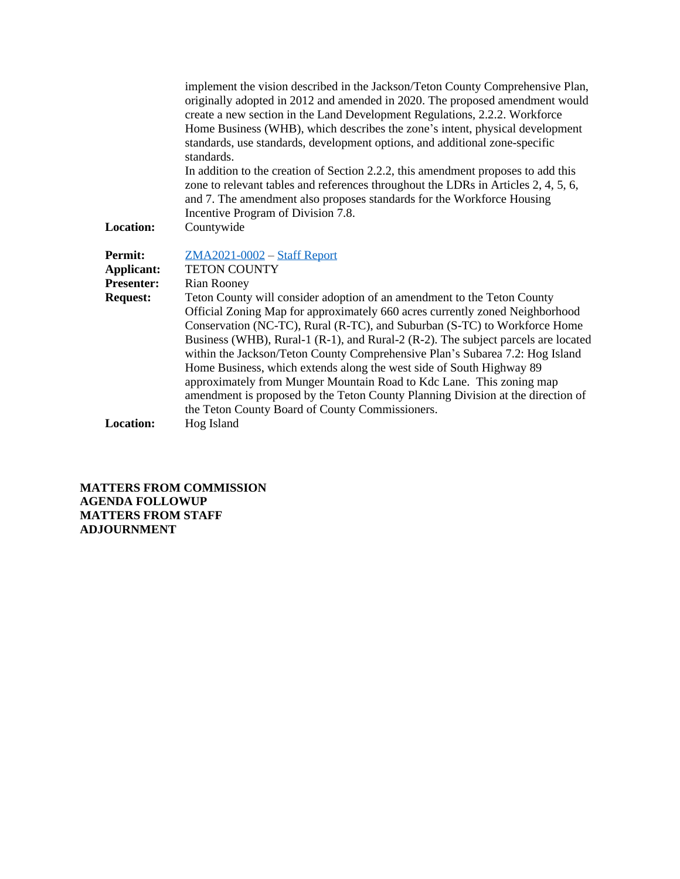implement the vision described in the Jackson/Teton County Comprehensive Plan, originally adopted in 2012 and amended in 2020. The proposed amendment would create a new section in the Land Development Regulations, 2.2.2. Workforce Home Business (WHB), which describes the zone's intent, physical development standards, use standards, development options, and additional zone-specific standards.

In addition to the creation of Section 2.2.2, this amendment proposes to add this zone to relevant tables and references throughout the LDRs in Articles 2, 4, 5, 6, and 7. The amendment also proposes standards for the Workforce Housing Incentive Program of Division 7.8.

**Location:** Countywide

**Permit:** ZMA2021-0002 – Staff Report

**Applicant:** TETON COUNTY

**Presenter:** Rian Rooney

**Request:** Teton County will consider adoption of an amendment to the Teton County Official Zoning Map for approximately 660 acres currently zoned Neighborhood Conservation (NC-TC), Rural (R-TC), and Suburban (S-TC) to Workforce Home Business (WHB), Rural-1 (R-1), and Rural-2 (R-2). The subject parcels are located within the Jackson/Teton County Comprehensive Plan's Subarea 7.2: Hog Island Home Business, which extends along the west side of South Highway 89 approximately from Munger Mountain Road to Kdc Lane. This zoning map amendment is proposed by the Teton County Planning Division at the direction of the Teton County Board of County Commissioners.

**Location:** Hog Island

**MATTERS FROM COMMISSION**
**AGENDA FOLLOWUP**
**MATTERS FROM STAFF**
**ADJOURNMENT**